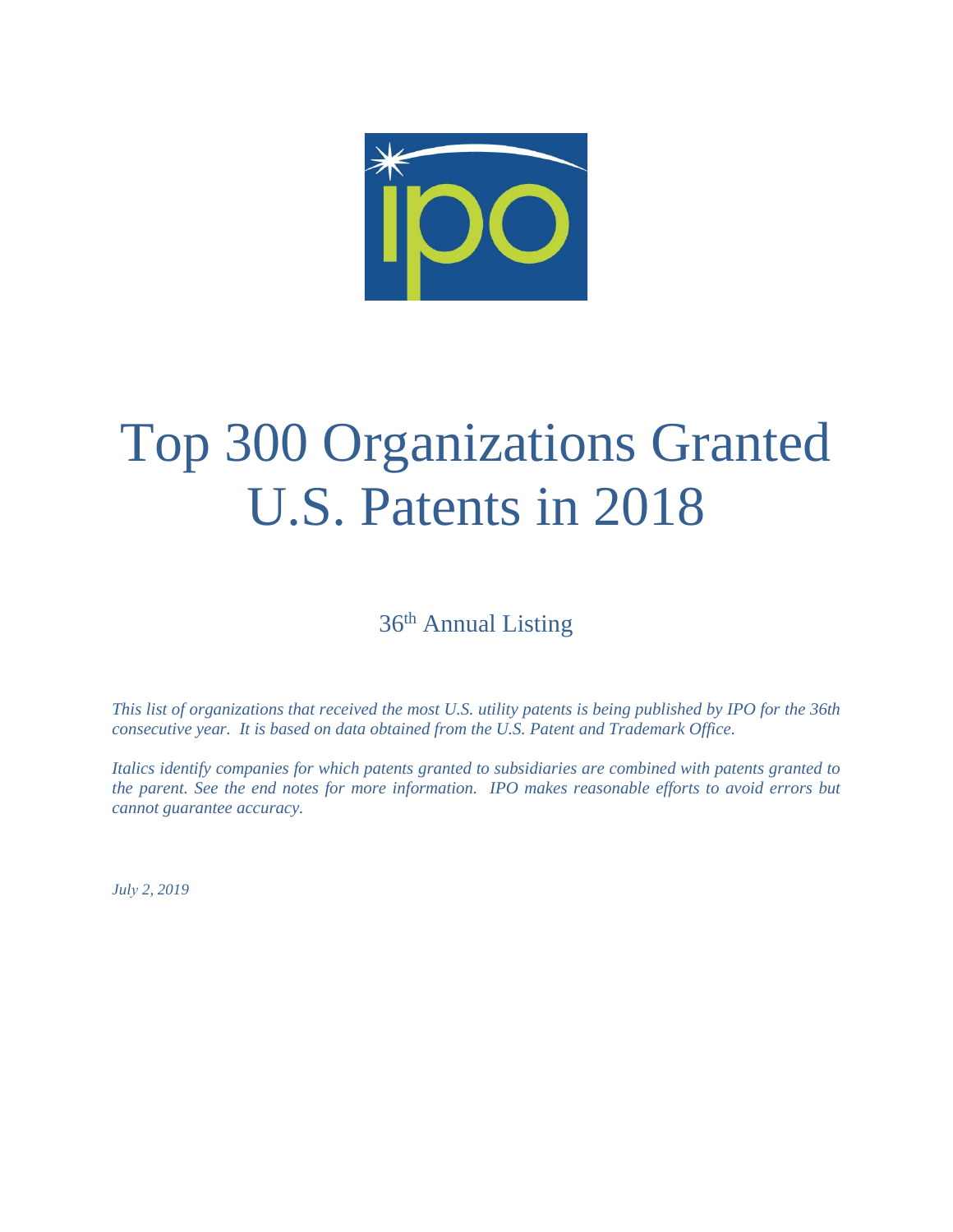# Top 300 Organizations Granted U.S. Patents in 2018

36th Annual Listing

*This list of organizations that received the most U.S. utility patents is being published by IPO for the 36th consecutive year. It is based on data obtained from the U.S. Patent and Trademark Office.*

*Italics identify companies for which patents granted to subsidiaries are combined with patents granted to the parent. See the end notes for more information. IPO makes reasonable efforts to avoid errors but cannot guarantee accuracy.*

*July 2, 2019*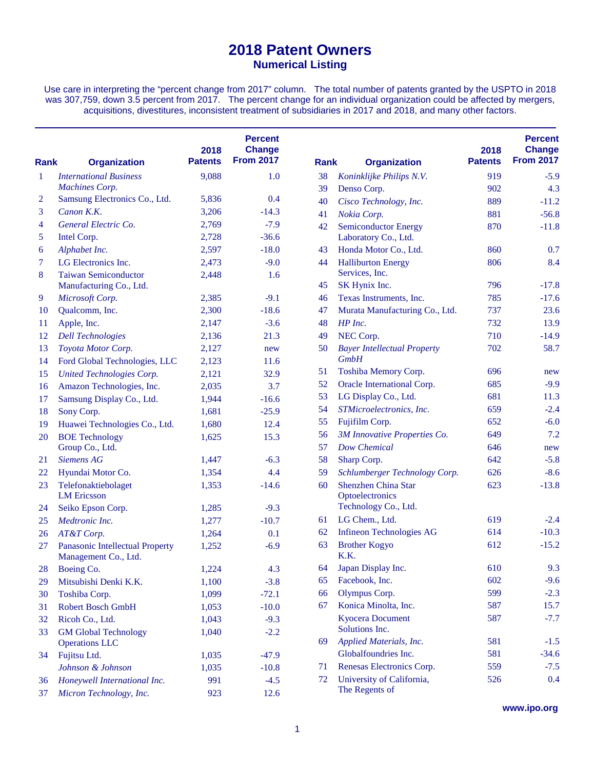# 2018 Patent Owners

## Numerical Listing

Use care in interpreting the "percent change from 2017" column. The total number of patents granted by the USPTO in 2018 was 307,759, down 3.5 percent from 2017. The percent change for an individual organization could be affected by mergers, acquisitions, divestitures, inconsistent treatment of subsidiaries in 2017 and 2018, and many other factors.

| Rank | Organization | 2018 Patents | Percent Change From 2017 |
|---|---|---|---|
| 1 | *International Business Machines Corp.* | 9,088 | 1.0 |
| 2 | Samsung Electronics Co., Ltd. | 5,836 | 0.4 |
| 3 | *Canon K.K.* | 3,206 | -14.3 |
| 4 | *General Electric Co.* | 2,769 | -7.9 |
| 5 | Intel Corp. | 2,728 | -36.6 |
| 6 | *Alphabet Inc.* | 2,597 | -18.0 |
| 7 | LG Electronics Inc. | 2,473 | -9.0 |
| 8 | Taiwan Semiconductor Manufacturing Co., Ltd. | 2,448 | 1.6 |
| 9 | *Microsoft Corp.* | 2,385 | -9.1 |
| 10 | Qualcomm, Inc. | 2,300 | -18.6 |
| 11 | Apple, Inc. | 2,147 | -3.6 |
| 12 | *Dell Technologies* | 2,136 | 21.3 |
| 13 | *Toyota Motor Corp.* | 2,127 | new |
| 14 | Ford Global Technologies, LLC | 2,123 | 11.6 |
| 15 | *United Technologies Corp.* | 2,121 | 32.9 |
| 16 | Amazon Technologies, Inc. | 2,035 | 3.7 |
| 17 | Samsung Display Co., Ltd. | 1,944 | -16.6 |
| 18 | Sony Corp. | 1,681 | -25.9 |
| 19 | Huawei Technologies Co., Ltd. | 1,680 | 12.4 |
| 20 | BOE Technology Group Co., Ltd. | 1,625 | 15.3 |
| 21 | *Siemens AG* | 1,447 | -6.3 |
| 22 | Hyundai Motor Co. | 1,354 | 4.4 |
| 23 | Telefonaktiebolaget LM Ericsson | 1,353 | -14.6 |
| 24 | Seiko Epson Corp. | 1,285 | -9.3 |
| 25 | *Medtronic Inc.* | 1,277 | -10.7 |
| 26 | *AT&T Corp.* | 1,264 | 0.1 |
| 27 | Panasonic Intellectual Property Management Co., Ltd. | 1,252 | -6.9 |
| 28 | Boeing Co. | 1,224 | 4.3 |
| 29 | Mitsubishi Denki K.K. | 1,100 | -3.8 |
| 30 | Toshiba Corp. | 1,099 | -72.1 |
| 31 | Robert Bosch GmbH | 1,053 | -10.0 |
| 32 | Ricoh Co., Ltd. | 1,043 | -9.3 |
| 33 | GM Global Technology Operations LLC | 1,040 | -2.2 |
| 34 | Fujitsu Ltd. | 1,035 | -47.9 |
| | *Johnson & Johnson* | 1,035 | -10.8 |
| 36 | *Honeywell International Inc.* | 991 | -4.5 |
| 37 | *Micron Technology, Inc.* | 923 | 12.6 |
| 38 | *Koninklijke Philips N.V.* | 919 | -5.9 |
| 39 | Denso Corp. | 902 | 4.3 |
| 40 | *Cisco Technology, Inc.* | 889 | -11.2 |
| 41 | *Nokia Corp.* | 881 | -56.8 |
| 42 | Semiconductor Energy Laboratory Co., Ltd. | 870 | -11.8 |
| 43 | Honda Motor Co., Ltd. | 860 | 0.7 |
| 44 | Halliburton Energy Services, Inc. | 806 | 8.4 |
| 45 | SK Hynix Inc. | 796 | -17.8 |
| 46 | Texas Instruments, Inc. | 785 | -17.6 |
| 47 | Murata Manufacturing Co., Ltd. | 737 | 23.6 |
| 48 | *HP Inc.* | 732 | 13.9 |
| 49 | NEC Corp. | 710 | -14.9 |
| 50 | *Bayer Intellectual Property GmbH* | 702 | 58.7 |
| 51 | Toshiba Memory Corp. | 696 | new |
| 52 | Oracle International Corp. | 685 | -9.9 |
| 53 | LG Display Co., Ltd. | 681 | 11.3 |
| 54 | *STMicroelectronics, Inc.* | 659 | -2.4 |
| 55 | Fujifilm Corp. | 652 | -6.0 |
| 56 | *3M Innovative Properties Co.* | 649 | 7.2 |
| 57 | *Dow Chemical* | 646 | new |
| 58 | Sharp Corp. | 642 | -5.8 |
| 59 | *Schlumberger Technology Corp.* | 626 | -8.6 |
| 60 | Shenzhen China Star Optoelectronics Technology Co., Ltd. | 623 | -13.8 |
| 61 | LG Chem., Ltd. | 619 | -2.4 |
| 62 | Infineon Technologies AG | 614 | -10.3 |
| 63 | Brother Kogyo K.K. | 612 | -15.2 |
| 64 | Japan Display Inc. | 610 | 9.3 |
| 65 | Facebook, Inc. | 602 | -9.6 |
| 66 | Olympus Corp. | 599 | -2.3 |
| 67 | Konica Minolta, Inc. | 587 | 15.7 |
| | Kyocera Document Solutions Inc. | 587 | -7.7 |
| 69 | *Applied Materials, Inc.* | 581 | -1.5 |
| | Globalfoundries Inc. | 581 | -34.6 |
| 71 | Renesas Electronics Corp. | 559 | -7.5 |
| 72 | University of California, The Regents of | 526 | 0.4 |

www.ipo.org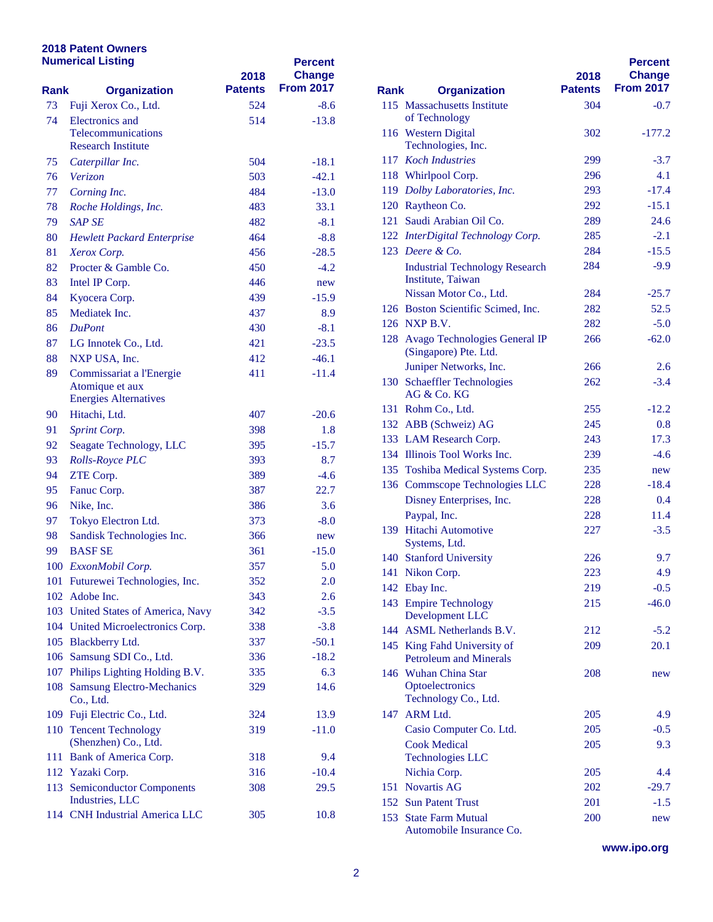## 2018 Patent Owners
## Numerical Listing

| Rank | Organization | 2018 Patents | Percent Change From 2017 |
|---|---|---|---|
| 73 | Fuji Xerox Co., Ltd. | 524 | -8.6 |
| 74 | Electronics and Telecommunications Research Institute | 514 | -13.8 |
| 75 | *Caterpillar Inc.* | 504 | -18.1 |
| 76 | *Verizon* | 503 | -42.1 |
| 77 | *Corning Inc.* | 484 | -13.0 |
| 78 | *Roche Holdings, Inc.* | 483 | 33.1 |
| 79 | *SAP SE* | 482 | -8.1 |
| 80 | *Hewlett Packard Enterprise* | 464 | -8.8 |
| 81 | *Xerox Corp.* | 456 | -28.5 |
| 82 | Procter & Gamble Co. | 450 | -4.2 |
| 83 | Intel IP Corp. | 446 | new |
| 84 | Kyocera Corp. | 439 | -15.9 |
| 85 | Mediatek Inc. | 437 | 8.9 |
| 86 | *DuPont* | 430 | -8.1 |
| 87 | LG Innotek Co., Ltd. | 421 | -23.5 |
| 88 | NXP USA, Inc. | 412 | -46.1 |
| 89 | Commissariat a l'Energie Atomique et aux Energies Alternatives | 411 | -11.4 |
| 90 | Hitachi, Ltd. | 407 | -20.6 |
| 91 | *Sprint Corp.* | 398 | 1.8 |
| 92 | Seagate Technology, LLC | 395 | -15.7 |
| 93 | *Rolls-Royce PLC* | 393 | 8.7 |
| 94 | ZTE Corp. | 389 | -4.6 |
| 95 | Fanuc Corp. | 387 | 22.7 |
| 96 | Nike, Inc. | 386 | 3.6 |
| 97 | Tokyo Electron Ltd. | 373 | -8.0 |
| 98 | Sandisk Technologies Inc. | 366 | new |
| 99 | BASF SE | 361 | -15.0 |
| 100 | *ExxonMobil Corp.* | 357 | 5.0 |
| 101 | Futurewei Technologies, Inc. | 352 | 2.0 |
| 102 | Adobe Inc. | 343 | 2.6 |
| 103 | United States of America, Navy | 342 | -3.5 |
| 104 | United Microelectronics Corp. | 338 | -3.8 |
| 105 | Blackberry Ltd. | 337 | -50.1 |
| 106 | Samsung SDI Co., Ltd. | 336 | -18.2 |
| 107 | Philips Lighting Holding B.V. | 335 | 6.3 |
| 108 | Samsung Electro-Mechanics Co., Ltd. | 329 | 14.6 |
| 109 | Fuji Electric Co., Ltd. | 324 | 13.9 |
| 110 | Tencent Technology (Shenzhen) Co., Ltd. | 319 | -11.0 |
| 111 | Bank of America Corp. | 318 | 9.4 |
| 112 | Yazaki Corp. | 316 | -10.4 |
| 113 | Semiconductor Components Industries, LLC | 308 | 29.5 |
| 114 | CNH Industrial America LLC | 305 | 10.8 |
| 115 | Massachusetts Institute of Technology | 304 | -0.7 |
| 116 | Western Digital Technologies, Inc. | 302 | -177.2 |
| 117 | *Koch Industries* | 299 | -3.7 |
| 118 | Whirlpool Corp. | 296 | 4.1 |
| 119 | *Dolby Laboratories, Inc.* | 293 | -17.4 |
| 120 | Raytheon Co. | 292 | -15.1 |
| 121 | Saudi Arabian Oil Co. | 289 | 24.6 |
| 122 | *InterDigital Technology Corp.* | 285 | -2.1 |
| 123 | *Deere & Co.* | 284 | -15.5 |
| | Industrial Technology Research Institute, Taiwan | 284 | -9.9 |
| | Nissan Motor Co., Ltd. | 284 | -25.7 |
| 126 | Boston Scientific Scimed, Inc. | 282 | 52.5 |
| 126 | NXP B.V. | 282 | -5.0 |
| 128 | Avago Technologies General IP (Singapore) Pte. Ltd. | 266 | -62.0 |
| | Juniper Networks, Inc. | 266 | 2.6 |
| 130 | Schaeffler Technologies AG & Co. KG | 262 | -3.4 |
| 131 | Rohm Co., Ltd. | 255 | -12.2 |
| 132 | ABB (Schweiz) AG | 245 | 0.8 |
| 133 | LAM Research Corp. | 243 | 17.3 |
| 134 | Illinois Tool Works Inc. | 239 | -4.6 |
| 135 | Toshiba Medical Systems Corp. | 235 | new |
| 136 | Commscope Technologies LLC | 228 | -18.4 |
| | Disney Enterprises, Inc. | 228 | 0.4 |
| | Paypal, Inc. | 228 | 11.4 |
| 139 | Hitachi Automotive Systems, Ltd. | 227 | -3.5 |
| 140 | Stanford University | 226 | 9.7 |
| 141 | Nikon Corp. | 223 | 4.9 |
| 142 | Ebay Inc. | 219 | -0.5 |
| 143 | Empire Technology Development LLC | 215 | -46.0 |
| 144 | ASML Netherlands B.V. | 212 | -5.2 |
| 145 | King Fahd University of Petroleum and Minerals | 209 | 20.1 |
| 146 | Wuhan China Star Optoelectronics Technology Co., Ltd. | 208 | new |
| 147 | ARM Ltd. | 205 | 4.9 |
| | Casio Computer Co. Ltd. | 205 | -0.5 |
| | Cook Medical Technologies LLC | 205 | 9.3 |
| | Nichia Corp. | 205 | 4.4 |
| 151 | Novartis AG | 202 | -29.7 |
| 152 | Sun Patent Trust | 201 | -1.5 |
| 153 | State Farm Mutual Automobile Insurance Co. | 200 | new |

**www.ipo.org**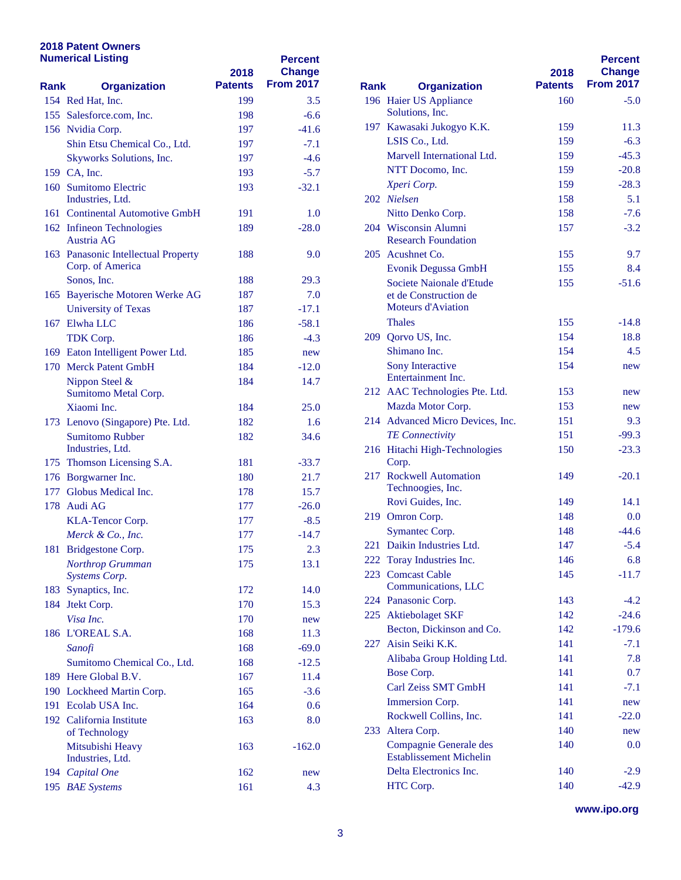**2018 Patent Owners**
**Numerical Listing**

| Rank | Organization | 2018 Patents | Percent Change From 2017 |
|---|---|---|---|
| 154 | Red Hat, Inc. | 199 | 3.5 |
| 155 | Salesforce.com, Inc. | 198 | -6.6 |
| 156 | Nvidia Corp. | 197 | -41.6 |
| | Shin Etsu Chemical Co., Ltd. | 197 | -7.1 |
| | Skyworks Solutions, Inc. | 197 | -4.6 |
| 159 | CA, Inc. | 193 | -5.7 |
| 160 | Sumitomo Electric Industries, Ltd. | 193 | -32.1 |
| 161 | Continental Automotive GmbH | 191 | 1.0 |
| 162 | Infineon Technologies Austria AG | 189 | -28.0 |
| 163 | Panasonic Intellectual Property Corp. of America | 188 | 9.0 |
| | Sonos, Inc. | 188 | 29.3 |
| 165 | Bayerische Motoren Werke AG | 187 | 7.0 |
| | University of Texas | 187 | -17.1 |
| 167 | Elwha LLC | 186 | -58.1 |
| | TDK Corp. | 186 | -4.3 |
| 169 | Eaton Intelligent Power Ltd. | 185 | new |
| 170 | Merck Patent GmbH | 184 | -12.0 |
| | Nippon Steel & Sumitomo Metal Corp. | 184 | 14.7 |
| | Xiaomi Inc. | 184 | 25.0 |
| 173 | Lenovo (Singapore) Pte. Ltd. | 182 | 1.6 |
| | Sumitomo Rubber Industries, Ltd. | 182 | 34.6 |
| 175 | Thomson Licensing S.A. | 181 | -33.7 |
| 176 | Borgwarner Inc. | 180 | 21.7 |
| 177 | Globus Medical Inc. | 178 | 15.7 |
| 178 | Audi AG | 177 | -26.0 |
| | KLA-Tencor Corp. | 177 | -8.5 |
| | *Merck & Co., Inc.* | 177 | -14.7 |
| 181 | Bridgestone Corp. | 175 | 2.3 |
| | *Northrop Grumman Systems Corp.* | 175 | 13.1 |
| 183 | Synaptics, Inc. | 172 | 14.0 |
| 184 | Jtekt Corp. | 170 | 15.3 |
| | *Visa Inc.* | 170 | new |
| 186 | L'OREAL S.A. | 168 | 11.3 |
| | *Sanofi* | 168 | -69.0 |
| | Sumitomo Chemical Co., Ltd. | 168 | -12.5 |
| 189 | Here Global B.V. | 167 | 11.4 |
| 190 | Lockheed Martin Corp. | 165 | -3.6 |
| 191 | Ecolab USA Inc. | 164 | 0.6 |
| 192 | California Institute of Technology | 163 | 8.0 |
| | Mitsubishi Heavy Industries, Ltd. | 163 | -162.0 |
| 194 | *Capital One* | 162 | new |
| 195 | *BAE Systems* | 161 | 4.3 |
| 196 | Haier US Appliance Solutions, Inc. | 160 | -5.0 |
| 197 | Kawasaki Jukogyo K.K. | 159 | 11.3 |
| | LSIS Co., Ltd. | 159 | -6.3 |
| | Marvell International Ltd. | 159 | -45.3 |
| | NTT Docomo, Inc. | 159 | -20.8 |
| | *Xperi Corp.* | 159 | -28.3 |
| 202 | *Nielsen* | 158 | 5.1 |
| | Nitto Denko Corp. | 158 | -7.6 |
| 204 | Wisconsin Alumni Research Foundation | 157 | -3.2 |
| 205 | Acushnet Co. | 155 | 9.7 |
| | Evonik Degussa GmbH | 155 | 8.4 |
| | Societe Naionale d'Etude et de Construction de Moteurs d'Aviation | 155 | -51.6 |
| | Thales | 155 | -14.8 |
| 209 | Qorvo US, Inc. | 154 | 18.8 |
| | Shimano Inc. | 154 | 4.5 |
| | Sony Interactive Entertainment Inc. | 154 | new |
| 212 | AAC Technologies Pte. Ltd. | 153 | new |
| | Mazda Motor Corp. | 153 | new |
| 214 | Advanced Micro Devices, Inc. | 151 | 9.3 |
| | *TE Connectivity* | 151 | -99.3 |
| 216 | Hitachi High-Technologies Corp. | 150 | -23.3 |
| 217 | Rockwell Automation Technoogies, Inc. | 149 | -20.1 |
| | Rovi Guides, Inc. | 149 | 14.1 |
| 219 | Omron Corp. | 148 | 0.0 |
| | Symantec Corp. | 148 | -44.6 |
| 221 | Daikin Industries Ltd. | 147 | -5.4 |
| 222 | Toray Industries Inc. | 146 | 6.8 |
| 223 | Comcast Cable Communications, LLC | 145 | -11.7 |
| 224 | Panasonic Corp. | 143 | -4.2 |
| 225 | Aktiebolaget SKF | 142 | -24.6 |
| | Becton, Dickinson and Co. | 142 | -179.6 |
| 227 | Aisin Seiki K.K. | 141 | -7.1 |
| | Alibaba Group Holding Ltd. | 141 | 7.8 |
| | Bose Corp. | 141 | 0.7 |
| | Carl Zeiss SMT GmbH | 141 | -7.1 |
| | Immersion Corp. | 141 | new |
| | Rockwell Collins, Inc. | 141 | -22.0 |
| 233 | Altera Corp. | 140 | new |
| | Compagnie Generale des Establissement Michelin | 140 | 0.0 |
| | Delta Electronics Inc. | 140 | -2.9 |
| | HTC Corp. | 140 | -42.9 |

www.ipo.org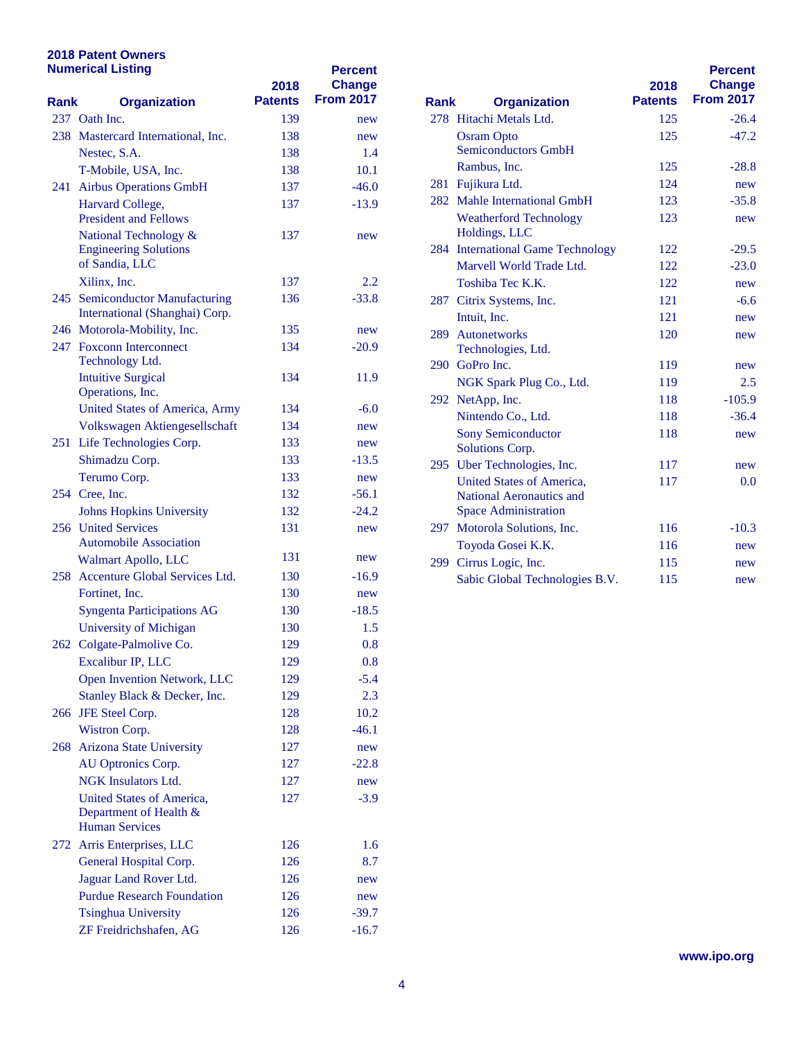## 2018 Patent Owners
### Numerical Listing

| Rank | Organization | 2018 Patents | Percent Change From 2017 |
|---|---|---|---|
| 237 | Oath Inc. | 139 | new |
| 238 | Mastercard International, Inc. | 138 | new |
| | Nestec, S.A. | 138 | 1.4 |
| | T-Mobile, USA, Inc. | 138 | 10.1 |
| 241 | Airbus Operations GmbH | 137 | -46.0 |
| | Harvard College, President and Fellows | 137 | -13.9 |
| | National Technology & Engineering Solutions of Sandia, LLC | 137 | new |
| | Xilinx, Inc. | 137 | 2.2 |
| 245 | Semiconductor Manufacturing International (Shanghai) Corp. | 136 | -33.8 |
| 246 | Motorola-Mobility, Inc. | 135 | new |
| 247 | Foxconn Interconnect Technology Ltd. | 134 | -20.9 |
| | Intuitive Surgical Operations, Inc. | 134 | 11.9 |
| | United States of America, Army | 134 | -6.0 |
| | Volkswagen Aktiengesellschaft | 134 | new |
| 251 | Life Technologies Corp. | 133 | new |
| | Shimadzu Corp. | 133 | -13.5 |
| | Terumo Corp. | 133 | new |
| 254 | Cree, Inc. | 132 | -56.1 |
| | Johns Hopkins University | 132 | -24.2 |
| 256 | United Services Automobile Association | 131 | new |
| | Walmart Apollo, LLC | 131 | new |
| 258 | Accenture Global Services Ltd. | 130 | -16.9 |
| | Fortinet, Inc. | 130 | new |
| | Syngenta Participations AG | 130 | -18.5 |
| | University of Michigan | 130 | 1.5 |
| 262 | Colgate-Palmolive Co. | 129 | 0.8 |
| | Excalibur IP, LLC | 129 | 0.8 |
| | Open Invention Network, LLC | 129 | -5.4 |
| | Stanley Black & Decker, Inc. | 129 | 2.3 |
| 266 | JFE Steel Corp. | 128 | 10.2 |
| | Wistron Corp. | 128 | -46.1 |
| 268 | Arizona State University | 127 | new |
| | AU Optronics Corp. | 127 | -22.8 |
| | NGK Insulators Ltd. | 127 | new |
| | United States of America, Department of Health & Human Services | 127 | -3.9 |
| 272 | Arris Enterprises, LLC | 126 | 1.6 |
| | General Hospital Corp. | 126 | 8.7 |
| | Jaguar Land Rover Ltd. | 126 | new |
| | Purdue Research Foundation | 126 | new |
| | Tsinghua University | 126 | -39.7 |
| | ZF Freidrichshafen, AG | 126 | -16.7 |
| 278 | Hitachi Metals Ltd. | 125 | -26.4 |
| | Osram Opto Semiconductors GmbH | 125 | -47.2 |
| | Rambus, Inc. | 125 | -28.8 |
| 281 | Fujikura Ltd. | 124 | new |
| 282 | Mahle International GmbH | 123 | -35.8 |
| | Weatherford Technology Holdings, LLC | 123 | new |
| 284 | International Game Technology | 122 | -29.5 |
| | Marvell World Trade Ltd. | 122 | -23.0 |
| | Toshiba Tec K.K. | 122 | new |
| 287 | Citrix Systems, Inc. | 121 | -6.6 |
| | Intuit, Inc. | 121 | new |
| 289 | Autonetworks Technologies, Ltd. | 120 | new |
| 290 | GoPro Inc. | 119 | new |
| | NGK Spark Plug Co., Ltd. | 119 | 2.5 |
| 292 | NetApp, Inc. | 118 | -105.9 |
| | Nintendo Co., Ltd. | 118 | -36.4 |
| | Sony Semiconductor Solutions Corp. | 118 | new |
| 295 | Uber Technologies, Inc. | 117 | new |
| | United States of America, National Aeronautics and Space Administration | 117 | 0.0 |
| 297 | Motorola Solutions, Inc. | 116 | -10.3 |
| | Toyoda Gosei K.K. | 116 | new |
| 299 | Cirrus Logic, Inc. | 115 | new |
| | Sabic Global Technologies B.V. | 115 | new |

www.ipo.org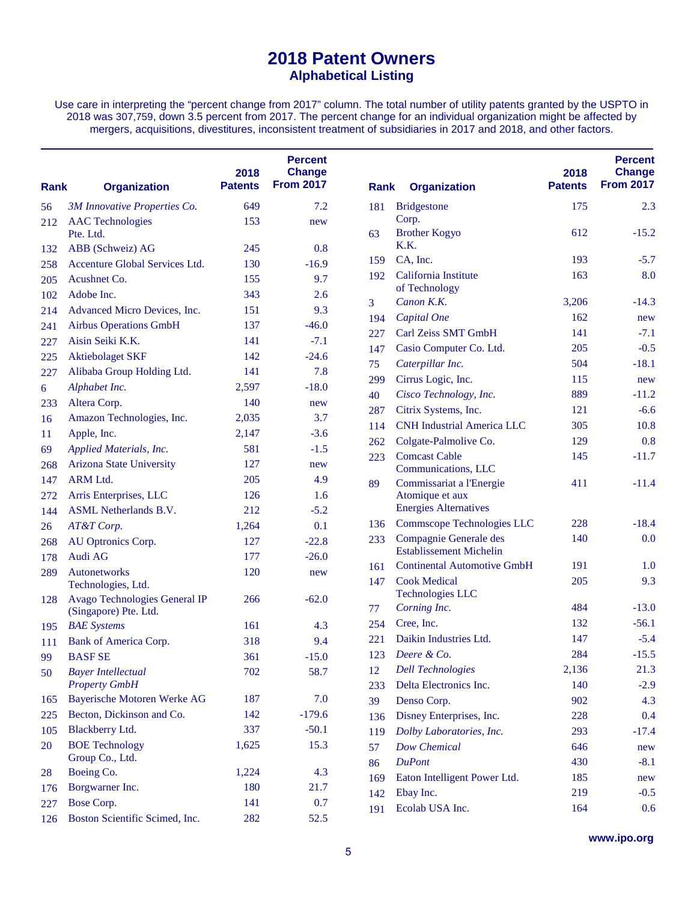# 2018 Patent Owners

## Alphabetical Listing

Use care in interpreting the “percent change from 2017” column. The total number of utility patents granted by the USPTO in 2018 was 307,759, down 3.5 percent from 2017. The percent change for an individual organization might be affected by mergers, acquisitions, divestitures, inconsistent treatment of subsidiaries in 2017 and 2018, and other factors.

| Rank | Organization | 2018 Patents | Percent Change From 2017 |
|---|---|---|---|
| 56 | *3M Innovative Properties Co.* | 649 | 7.2 |
| 212 | AAC Technologies Pte. Ltd. | 153 | new |
| 132 | ABB (Schweiz) AG | 245 | 0.8 |
| 258 | Accenture Global Services Ltd. | 130 | -16.9 |
| 205 | Acushnet Co. | 155 | 9.7 |
| 102 | Adobe Inc. | 343 | 2.6 |
| 214 | Advanced Micro Devices, Inc. | 151 | 9.3 |
| 241 | Airbus Operations GmbH | 137 | -46.0 |
| 227 | Aisin Seiki K.K. | 141 | -7.1 |
| 225 | Aktiebolaget SKF | 142 | -24.6 |
| 227 | Alibaba Group Holding Ltd. | 141 | 7.8 |
| 6 | *Alphabet Inc.* | 2,597 | -18.0 |
| 233 | Altera Corp. | 140 | new |
| 16 | Amazon Technologies, Inc. | 2,035 | 3.7 |
| 11 | Apple, Inc. | 2,147 | -3.6 |
| 69 | *Applied Materials, Inc.* | 581 | -1.5 |
| 268 | Arizona State University | 127 | new |
| 147 | ARM Ltd. | 205 | 4.9 |
| 272 | Arris Enterprises, LLC | 126 | 1.6 |
| 144 | ASML Netherlands B.V. | 212 | -5.2 |
| 26 | *AT&T Corp.* | 1,264 | 0.1 |
| 268 | AU Optronics Corp. | 127 | -22.8 |
| 178 | Audi AG | 177 | -26.0 |
| 289 | Autonetworks Technologies, Ltd. | 120 | new |
| 128 | Avago Technologies General IP (Singapore) Pte. Ltd. | 266 | -62.0 |
| 195 | *BAE Systems* | 161 | 4.3 |
| 111 | Bank of America Corp. | 318 | 9.4 |
| 99 | BASF SE | 361 | -15.0 |
| 50 | *Bayer Intellectual Property GmbH* | 702 | 58.7 |
| 165 | Bayerische Motoren Werke AG | 187 | 7.0 |
| 225 | Becton, Dickinson and Co. | 142 | -179.6 |
| 105 | Blackberry Ltd. | 337 | -50.1 |
| 20 | BOE Technology Group Co., Ltd. | 1,625 | 15.3 |
| 28 | Boeing Co. | 1,224 | 4.3 |
| 176 | Borgwarner Inc. | 180 | 21.7 |
| 227 | Bose Corp. | 141 | 0.7 |
| 126 | Boston Scientific Scimed, Inc. | 282 | 52.5 |
| 181 | Bridgestone Corp. | 175 | 2.3 |
| 63 | Brother Kogyo K.K. | 612 | -15.2 |
| 159 | CA, Inc. | 193 | -5.7 |
| 192 | California Institute of Technology | 163 | 8.0 |
| 3 | *Canon K.K.* | 3,206 | -14.3 |
| 194 | *Capital One* | 162 | new |
| 227 | Carl Zeiss SMT GmbH | 141 | -7.1 |
| 147 | Casio Computer Co. Ltd. | 205 | -0.5 |
| 75 | *Caterpillar Inc.* | 504 | -18.1 |
| 299 | Cirrus Logic, Inc. | 115 | new |
| 40 | *Cisco Technology, Inc.* | 889 | -11.2 |
| 287 | Citrix Systems, Inc. | 121 | -6.6 |
| 114 | CNH Industrial America LLC | 305 | 10.8 |
| 262 | Colgate-Palmolive Co. | 129 | 0.8 |
| 223 | Comcast Cable Communications, LLC | 145 | -11.7 |
| 89 | Commissariat a l'Energie Atomique et aux Energies Alternatives | 411 | -11.4 |
| 136 | Commscope Technologies LLC | 228 | -18.4 |
| 233 | Compagnie Generale des Establissement Michelin | 140 | 0.0 |
| 161 | Continental Automotive GmbH | 191 | 1.0 |
| 147 | Cook Medical Technologies LLC | 205 | 9.3 |
| 77 | *Corning Inc.* | 484 | -13.0 |
| 254 | Cree, Inc. | 132 | -56.1 |
| 221 | Daikin Industries Ltd. | 147 | -5.4 |
| 123 | *Deere & Co.* | 284 | -15.5 |
| 12 | *Dell Technologies* | 2,136 | 21.3 |
| 233 | Delta Electronics Inc. | 140 | -2.9 |
| 39 | Denso Corp. | 902 | 4.3 |
| 136 | Disney Enterprises, Inc. | 228 | 0.4 |
| 119 | *Dolby Laboratories, Inc.* | 293 | -17.4 |
| 57 | *Dow Chemical* | 646 | new |
| 86 | *DuPont* | 430 | -8.1 |
| 169 | Eaton Intelligent Power Ltd. | 185 | new |
| 142 | Ebay Inc. | 219 | -0.5 |
| 191 | Ecolab USA Inc. | 164 | 0.6 |

www.ipo.org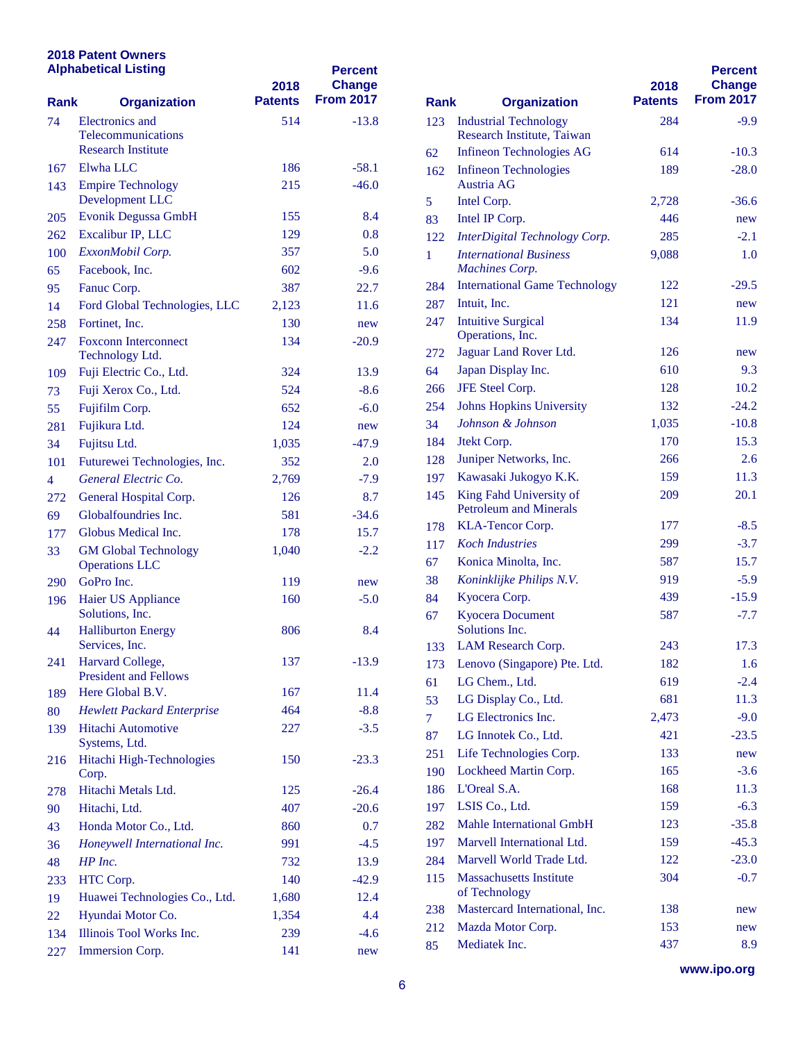## 2018 Patent Owners
## Alphabetical Listing

| Rank | Organization | 2018 Patents | Percent Change From 2017 |
|---|---|---|---|
| 74 | Electronics and Telecommunications Research Institute | 514 | -13.8 |
| 167 | Elwha LLC | 186 | -58.1 |
| 143 | Empire Technology Development LLC | 215 | -46.0 |
| 205 | Evonik Degussa GmbH | 155 | 8.4 |
| 262 | Excalibur IP, LLC | 129 | 0.8 |
| 100 | *ExxonMobil Corp.* | 357 | 5.0 |
| 65 | Facebook, Inc. | 602 | -9.6 |
| 95 | Fanuc Corp. | 387 | 22.7 |
| 14 | Ford Global Technologies, LLC | 2,123 | 11.6 |
| 258 | Fortinet, Inc. | 130 | new |
| 247 | Foxconn Interconnect Technology Ltd. | 134 | -20.9 |
| 109 | Fuji Electric Co., Ltd. | 324 | 13.9 |
| 73 | Fuji Xerox Co., Ltd. | 524 | -8.6 |
| 55 | Fujifilm Corp. | 652 | -6.0 |
| 281 | Fujikura Ltd. | 124 | new |
| 34 | Fujitsu Ltd. | 1,035 | -47.9 |
| 101 | Futurewei Technologies, Inc. | 352 | 2.0 |
| 4 | *General Electric Co.* | 2,769 | -7.9 |
| 272 | General Hospital Corp. | 126 | 8.7 |
| 69 | Globalfoundries Inc. | 581 | -34.6 |
| 177 | Globus Medical Inc. | 178 | 15.7 |
| 33 | GM Global Technology Operations LLC | 1,040 | -2.2 |
| 290 | GoPro Inc. | 119 | new |
| 196 | Haier US Appliance Solutions, Inc. | 160 | -5.0 |
| 44 | Halliburton Energy Services, Inc. | 806 | 8.4 |
| 241 | Harvard College, President and Fellows | 137 | -13.9 |
| 189 | Here Global B.V. | 167 | 11.4 |
| 80 | *Hewlett Packard Enterprise* | 464 | -8.8 |
| 139 | Hitachi Automotive Systems, Ltd. | 227 | -3.5 |
| 216 | Hitachi High-Technologies Corp. | 150 | -23.3 |
| 278 | Hitachi Metals Ltd. | 125 | -26.4 |
| 90 | Hitachi, Ltd. | 407 | -20.6 |
| 43 | Honda Motor Co., Ltd. | 860 | 0.7 |
| 36 | *Honeywell International Inc.* | 991 | -4.5 |
| 48 | *HP Inc.* | 732 | 13.9 |
| 233 | HTC Corp. | 140 | -42.9 |
| 19 | Huawei Technologies Co., Ltd. | 1,680 | 12.4 |
| 22 | Hyundai Motor Co. | 1,354 | 4.4 |
| 134 | Illinois Tool Works Inc. | 239 | -4.6 |
| 227 | Immersion Corp. | 141 | new |
| 123 | Industrial Technology Research Institute, Taiwan | 284 | -9.9 |
| 62 | Infineon Technologies AG | 614 | -10.3 |
| 162 | Infineon Technologies Austria AG | 189 | -28.0 |
| 5 | Intel Corp. | 2,728 | -36.6 |
| 83 | Intel IP Corp. | 446 | new |
| 122 | *InterDigital Technology Corp.* | 285 | -2.1 |
| 1 | *International Business Machines Corp.* | 9,088 | 1.0 |
| 284 | International Game Technology | 122 | -29.5 |
| 287 | Intuit, Inc. | 121 | new |
| 247 | Intuitive Surgical Operations, Inc. | 134 | 11.9 |
| 272 | Jaguar Land Rover Ltd. | 126 | new |
| 64 | Japan Display Inc. | 610 | 9.3 |
| 266 | JFE Steel Corp. | 128 | 10.2 |
| 254 | Johns Hopkins University | 132 | -24.2 |
| 34 | *Johnson & Johnson* | 1,035 | -10.8 |
| 184 | Jtekt Corp. | 170 | 15.3 |
| 128 | Juniper Networks, Inc. | 266 | 2.6 |
| 197 | Kawasaki Jukogyo K.K. | 159 | 11.3 |
| 145 | King Fahd University of Petroleum and Minerals | 209 | 20.1 |
| 178 | KLA-Tencor Corp. | 177 | -8.5 |
| 117 | *Koch Industries* | 299 | -3.7 |
| 67 | Konica Minolta, Inc. | 587 | 15.7 |
| 38 | *Koninklijke Philips N.V.* | 919 | -5.9 |
| 84 | Kyocera Corp. | 439 | -15.9 |
| 67 | Kyocera Document Solutions Inc. | 587 | -7.7 |
| 133 | LAM Research Corp. | 243 | 17.3 |
| 173 | Lenovo (Singapore) Pte. Ltd. | 182 | 1.6 |
| 61 | LG Chem., Ltd. | 619 | -2.4 |
| 53 | LG Display Co., Ltd. | 681 | 11.3 |
| 7 | LG Electronics Inc. | 2,473 | -9.0 |
| 87 | LG Innotek Co., Ltd. | 421 | -23.5 |
| 251 | Life Technologies Corp. | 133 | new |
| 190 | Lockheed Martin Corp. | 165 | -3.6 |
| 186 | L'Oreal S.A. | 168 | 11.3 |
| 197 | LSIS Co., Ltd. | 159 | -6.3 |
| 282 | Mahle International GmbH | 123 | -35.8 |
| 197 | Marvell International Ltd. | 159 | -45.3 |
| 284 | Marvell World Trade Ltd. | 122 | -23.0 |
| 115 | Massachusetts Institute of Technology | 304 | -0.7 |
| 238 | Mastercard International, Inc. | 138 | new |
| 212 | Mazda Motor Corp. | 153 | new |
| 85 | Mediatek Inc. | 437 | 8.9 |

www.ipo.org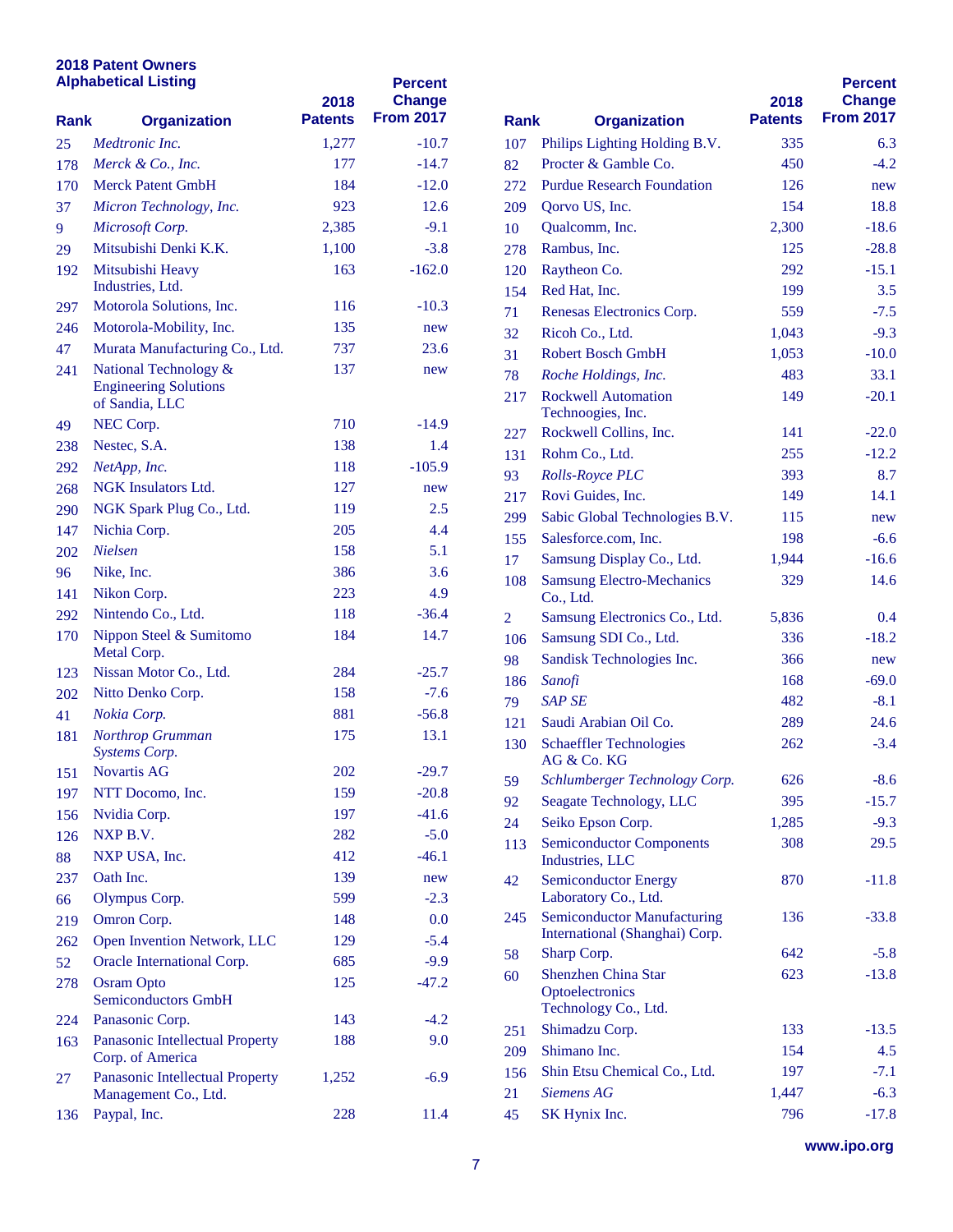## 2018 Patent Owners
## Alphabetical Listing

| Rank | Organization | 2018 Patents | Percent Change From 2017 |
|---|---|---|---|
| 25 | *Medtronic Inc.* | 1,277 | -10.7 |
| 178 | *Merck & Co., Inc.* | 177 | -14.7 |
| 170 | Merck Patent GmbH | 184 | -12.0 |
| 37 | *Micron Technology, Inc.* | 923 | 12.6 |
| 9 | *Microsoft Corp.* | 2,385 | -9.1 |
| 29 | Mitsubishi Denki K.K. | 1,100 | -3.8 |
| 192 | Mitsubishi Heavy Industries, Ltd. | 163 | -162.0 |
| 297 | Motorola Solutions, Inc. | 116 | -10.3 |
| 246 | Motorola-Mobility, Inc. | 135 | new |
| 47 | Murata Manufacturing Co., Ltd. | 737 | 23.6 |
| 241 | National Technology & Engineering Solutions of Sandia, LLC | 137 | new |
| 49 | NEC Corp. | 710 | -14.9 |
| 238 | Nestec, S.A. | 138 | 1.4 |
| 292 | *NetApp, Inc.* | 118 | -105.9 |
| 268 | NGK Insulators Ltd. | 127 | new |
| 290 | NGK Spark Plug Co., Ltd. | 119 | 2.5 |
| 147 | Nichia Corp. | 205 | 4.4 |
| 202 | *Nielsen* | 158 | 5.1 |
| 96 | Nike, Inc. | 386 | 3.6 |
| 141 | Nikon Corp. | 223 | 4.9 |
| 292 | Nintendo Co., Ltd. | 118 | -36.4 |
| 170 | Nippon Steel & Sumitomo Metal Corp. | 184 | 14.7 |
| 123 | Nissan Motor Co., Ltd. | 284 | -25.7 |
| 202 | Nitto Denko Corp. | 158 | -7.6 |
| 41 | *Nokia Corp.* | 881 | -56.8 |
| 181 | *Northrop Grumman Systems Corp.* | 175 | 13.1 |
| 151 | Novartis AG | 202 | -29.7 |
| 197 | NTT Docomo, Inc. | 159 | -20.8 |
| 156 | Nvidia Corp. | 197 | -41.6 |
| 126 | NXP B.V. | 282 | -5.0 |
| 88 | NXP USA, Inc. | 412 | -46.1 |
| 237 | Oath Inc. | 139 | new |
| 66 | Olympus Corp. | 599 | -2.3 |
| 219 | Omron Corp. | 148 | 0.0 |
| 262 | Open Invention Network, LLC | 129 | -5.4 |
| 52 | Oracle International Corp. | 685 | -9.9 |
| 278 | Osram Opto Semiconductors GmbH | 125 | -47.2 |
| 224 | Panasonic Corp. | 143 | -4.2 |
| 163 | Panasonic Intellectual Property Corp. of America | 188 | 9.0 |
| 27 | Panasonic Intellectual Property Management Co., Ltd. | 1,252 | -6.9 |
| 136 | Paypal, Inc. | 228 | 11.4 |
| 107 | Philips Lighting Holding B.V. | 335 | 6.3 |
| 82 | Procter & Gamble Co. | 450 | -4.2 |
| 272 | Purdue Research Foundation | 126 | new |
| 209 | Qorvo US, Inc. | 154 | 18.8 |
| 10 | Qualcomm, Inc. | 2,300 | -18.6 |
| 278 | Rambus, Inc. | 125 | -28.8 |
| 120 | Raytheon Co. | 292 | -15.1 |
| 154 | Red Hat, Inc. | 199 | 3.5 |
| 71 | Renesas Electronics Corp. | 559 | -7.5 |
| 32 | Ricoh Co., Ltd. | 1,043 | -9.3 |
| 31 | Robert Bosch GmbH | 1,053 | -10.0 |
| 78 | *Roche Holdings, Inc.* | 483 | 33.1 |
| 217 | Rockwell Automation Technoogies, Inc. | 149 | -20.1 |
| 227 | Rockwell Collins, Inc. | 141 | -22.0 |
| 131 | Rohm Co., Ltd. | 255 | -12.2 |
| 93 | *Rolls-Royce PLC* | 393 | 8.7 |
| 217 | Rovi Guides, Inc. | 149 | 14.1 |
| 299 | Sabic Global Technologies B.V. | 115 | new |
| 155 | Salesforce.com, Inc. | 198 | -6.6 |
| 17 | Samsung Display Co., Ltd. | 1,944 | -16.6 |
| 108 | Samsung Electro-Mechanics Co., Ltd. | 329 | 14.6 |
| 2 | Samsung Electronics Co., Ltd. | 5,836 | 0.4 |
| 106 | Samsung SDI Co., Ltd. | 336 | -18.2 |
| 98 | Sandisk Technologies Inc. | 366 | new |
| 186 | *Sanofi* | 168 | -69.0 |
| 79 | *SAP SE* | 482 | -8.1 |
| 121 | Saudi Arabian Oil Co. | 289 | 24.6 |
| 130 | Schaeffler Technologies AG & Co. KG | 262 | -3.4 |
| 59 | *Schlumberger Technology Corp.* | 626 | -8.6 |
| 92 | Seagate Technology, LLC | 395 | -15.7 |
| 24 | Seiko Epson Corp. | 1,285 | -9.3 |
| 113 | Semiconductor Components Industries, LLC | 308 | 29.5 |
| 42 | Semiconductor Energy Laboratory Co., Ltd. | 870 | -11.8 |
| 245 | Semiconductor Manufacturing International (Shanghai) Corp. | 136 | -33.8 |
| 58 | Sharp Corp. | 642 | -5.8 |
| 60 | Shenzhen China Star Optoelectronics Technology Co., Ltd. | 623 | -13.8 |
| 251 | Shimadzu Corp. | 133 | -13.5 |
| 209 | Shimano Inc. | 154 | 4.5 |
| 156 | Shin Etsu Chemical Co., Ltd. | 197 | -7.1 |
| 21 | *Siemens AG* | 1,447 | -6.3 |
| 45 | SK Hynix Inc. | 796 | -17.8 |

www.ipo.org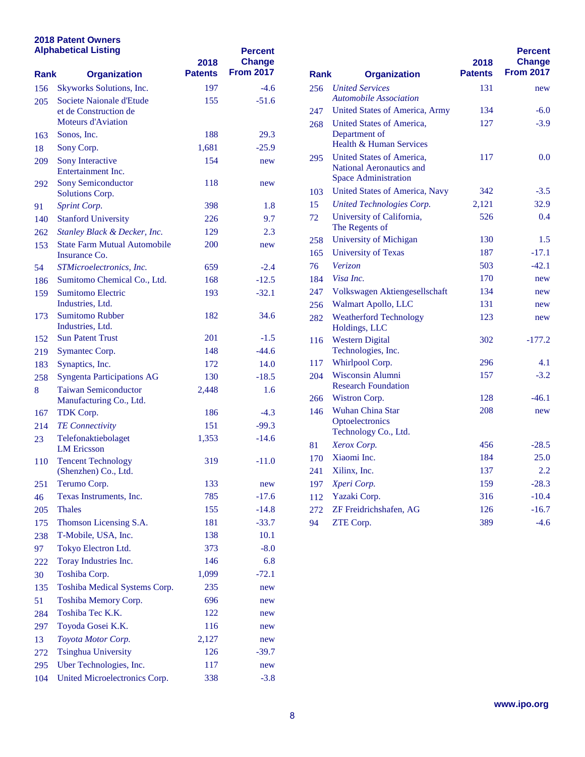**2018 Patent Owners**
**Alphabetical Listing**

| Rank | Organization | 2018 Patents | Percent Change From 2017 |
|---|---|---|---|
| 156 | Skyworks Solutions, Inc. | 197 | -4.6 |
| 205 | Societe Naionale d'Etude et de Construction de Moteurs d'Aviation | 155 | -51.6 |
| 163 | Sonos, Inc. | 188 | 29.3 |
| 18 | Sony Corp. | 1,681 | -25.9 |
| 209 | Sony Interactive Entertainment Inc. | 154 | new |
| 292 | Sony Semiconductor Solutions Corp. | 118 | new |
| 91 | *Sprint Corp.* | 398 | 1.8 |
| 140 | Stanford University | 226 | 9.7 |
| 262 | *Stanley Black & Decker, Inc.* | 129 | 2.3 |
| 153 | State Farm Mutual Automobile Insurance Co. | 200 | new |
| 54 | *STMicroelectronics, Inc.* | 659 | -2.4 |
| 186 | Sumitomo Chemical Co., Ltd. | 168 | -12.5 |
| 159 | Sumitomo Electric Industries, Ltd. | 193 | -32.1 |
| 173 | Sumitomo Rubber Industries, Ltd. | 182 | 34.6 |
| 152 | Sun Patent Trust | 201 | -1.5 |
| 219 | Symantec Corp. | 148 | -44.6 |
| 183 | Synaptics, Inc. | 172 | 14.0 |
| 258 | Syngenta Participations AG | 130 | -18.5 |
| 8 | Taiwan Semiconductor Manufacturing Co., Ltd. | 2,448 | 1.6 |
| 167 | TDK Corp. | 186 | -4.3 |
| 214 | *TE Connectivity* | 151 | -99.3 |
| 23 | Telefonaktiebolaget LM Ericsson | 1,353 | -14.6 |
| 110 | Tencent Technology (Shenzhen) Co., Ltd. | 319 | -11.0 |
| 251 | Terumo Corp. | 133 | new |
| 46 | Texas Instruments, Inc. | 785 | -17.6 |
| 205 | Thales | 155 | -14.8 |
| 175 | Thomson Licensing S.A. | 181 | -33.7 |
| 238 | T-Mobile, USA, Inc. | 138 | 10.1 |
| 97 | Tokyo Electron Ltd. | 373 | -8.0 |
| 222 | Toray Industries Inc. | 146 | 6.8 |
| 30 | Toshiba Corp. | 1,099 | -72.1 |
| 135 | Toshiba Medical Systems Corp. | 235 | new |
| 51 | Toshiba Memory Corp. | 696 | new |
| 284 | Toshiba Tec K.K. | 122 | new |
| 297 | Toyoda Gosei K.K. | 116 | new |
| 13 | *Toyota Motor Corp.* | 2,127 | new |
| 272 | Tsinghua University | 126 | -39.7 |
| 295 | Uber Technologies, Inc. | 117 | new |
| 104 | United Microelectronics Corp. | 338 | -3.8 |
| 256 | *United Services Automobile Association* | 131 | new |
| 247 | United States of America, Army | 134 | -6.0 |
| 268 | United States of America, Department of Health & Human Services | 127 | -3.9 |
| 295 | United States of America, National Aeronautics and Space Administration | 117 | 0.0 |
| 103 | United States of America, Navy | 342 | -3.5 |
| 15 | *United Technologies Corp.* | 2,121 | 32.9 |
| 72 | University of California, The Regents of | 526 | 0.4 |
| 258 | University of Michigan | 130 | 1.5 |
| 165 | University of Texas | 187 | -17.1 |
| 76 | *Verizon* | 503 | -42.1 |
| 184 | *Visa Inc.* | 170 | new |
| 247 | Volkswagen Aktiengesellschaft | 134 | new |
| 256 | Walmart Apollo, LLC | 131 | new |
| 282 | Weatherford Technology Holdings, LLC | 123 | new |
| 116 | Western Digital Technologies, Inc. | 302 | -177.2 |
| 117 | Whirlpool Corp. | 296 | 4.1 |
| 204 | Wisconsin Alumni Research Foundation | 157 | -3.2 |
| 266 | Wistron Corp. | 128 | -46.1 |
| 146 | Wuhan China Star Optoelectronics Technology Co., Ltd. | 208 | new |
| 81 | *Xerox Corp.* | 456 | -28.5 |
| 170 | Xiaomi Inc. | 184 | 25.0 |
| 241 | Xilinx, Inc. | 137 | 2.2 |
| 197 | *Xperi Corp.* | 159 | -28.3 |
| 112 | Yazaki Corp. | 316 | -10.4 |
| 272 | ZF Freidrichshafen, AG | 126 | -16.7 |
| 94 | ZTE Corp. | 389 | -4.6 |

www.ipo.org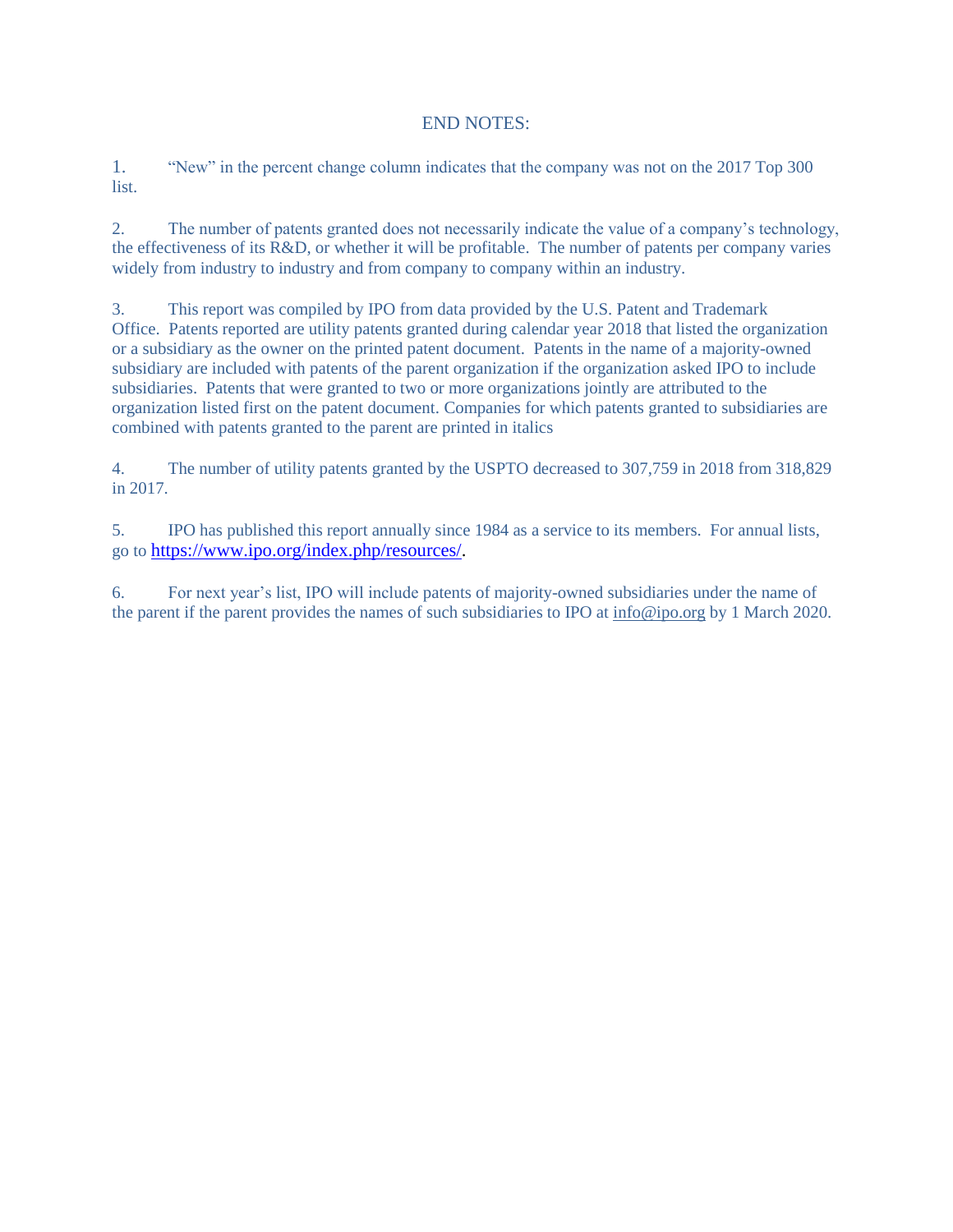# END NOTES:

1. "New" in the percent change column indicates that the company was not on the 2017 Top 300 list.

2. The number of patents granted does not necessarily indicate the value of a company's technology, the effectiveness of its R&D, or whether it will be profitable. The number of patents per company varies widely from industry to industry and from company to company within an industry.

3. This report was compiled by IPO from data provided by the U.S. Patent and Trademark Office. Patents reported are utility patents granted during calendar year 2018 that listed the organization or a subsidiary as the owner on the printed patent document. Patents in the name of a majority-owned subsidiary are included with patents of the parent organization if the organization asked IPO to include subsidiaries. Patents that were granted to two or more organizations jointly are attributed to the organization listed first on the patent document. Companies for which patents granted to subsidiaries are combined with patents granted to the parent are printed in italics

4. The number of utility patents granted by the USPTO decreased to 307,759 in 2018 from 318,829 in 2017.

5. IPO has published this report annually since 1984 as a service to its members. For annual lists, go to https://www.ipo.org/index.php/resources/.

6. For next year's list, IPO will include patents of majority-owned subsidiaries under the name of the parent if the parent provides the names of such subsidiaries to IPO at info@ipo.org by 1 March 2020.